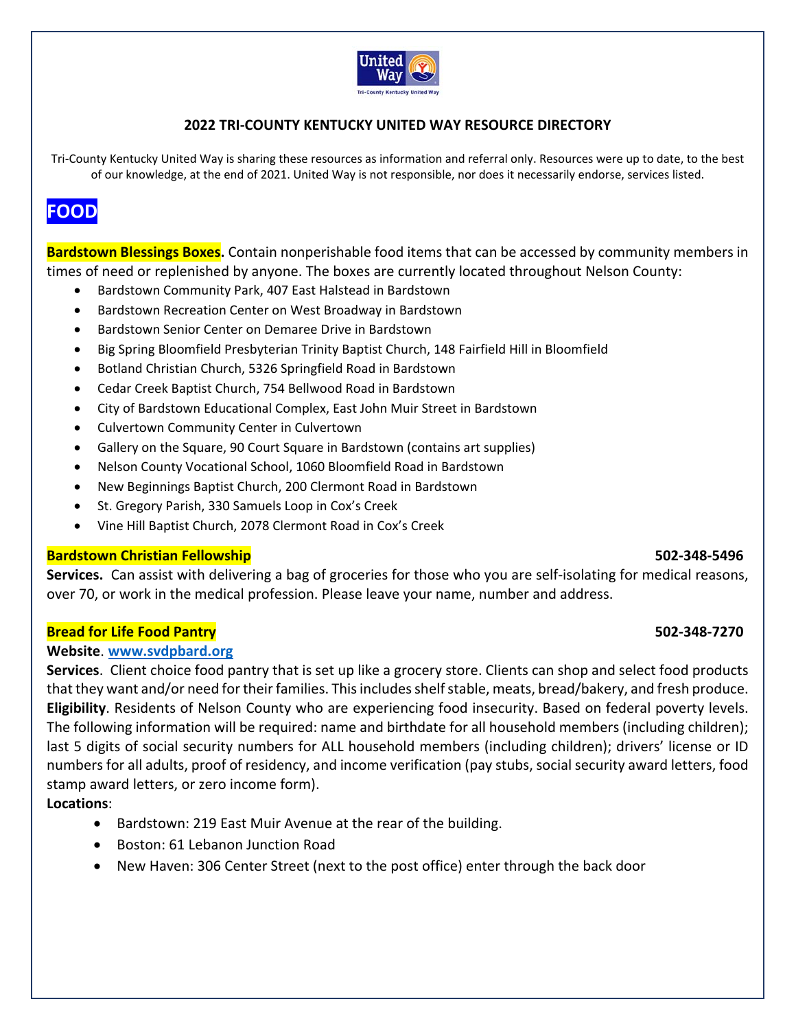## 2022 TRI-COUNTY KENTUCKY UNITED WAY RESOURCE DIRECTORY

Tri-County Kentucky United Way is sharing these resources as information and referral only. Resources were up to date, to the best of our knowledge, at the end of 2021. United Way is not responsible, nor does it necessarily endorse, services listed.

# FOOD

**Bardstown Blessings Boxes.** Contain nonperishable food items that can be accessed by community members in times of need or replenished by anyone. The boxes are currently located throughout Nelson County:

- Bardstown Community Park, 407 East Halstead in Bardstown
- Bardstown Recreation Center on West Broadway in Bardstown
- Bardstown Senior Center on Demaree Drive in Bardstown
- Big Spring Bloomfield Presbyterian Trinity Baptist Church, 148 Fairfield Hill in Bloomfield
- Botland Christian Church, 5326 Springfield Road in Bardstown
- Cedar Creek Baptist Church, 754 Bellwood Road in Bardstown
- City of Bardstown Educational Complex, East John Muir Street in Bardstown
- Culvertown Community Center in Culvertown
- Gallery on the Square, 90 Court Square in Bardstown (contains art supplies)
- Nelson County Vocational School, 1060 Bloomfield Road in Bardstown
- New Beginnings Baptist Church, 200 Clermont Road in Bardstown
- St. Gregory Parish, 330 Samuels Loop in Cox's Creek
- Vine Hill Baptist Church, 2078 Clermont Road in Cox's Creek

**Bardstown Christian Fellowship** **502-348-5496**

**Services.** Can assist with delivering a bag of groceries for those who you are self-isolating for medical reasons, over 70, or work in the medical profession. Please leave your name, number and address.

**Bread for Life Food Pantry** **502-348-7270**

**Website**. www.svdpbard.org

**Services**. Client choice food pantry that is set up like a grocery store. Clients can shop and select food products that they want and/or need for their families. This includes shelf stable, meats, bread/bakery, and fresh produce.
**Eligibility**. Residents of Nelson County who are experiencing food insecurity. Based on federal poverty levels. The following information will be required: name and birthdate for all household members (including children); last 5 digits of social security numbers for ALL household members (including children); drivers' license or ID numbers for all adults, proof of residency, and income verification (pay stubs, social security award letters, food stamp award letters, or zero income form).
**Locations**:

- Bardstown: 219 East Muir Avenue at the rear of the building.
- Boston: 61 Lebanon Junction Road
- New Haven: 306 Center Street (next to the post office) enter through the back door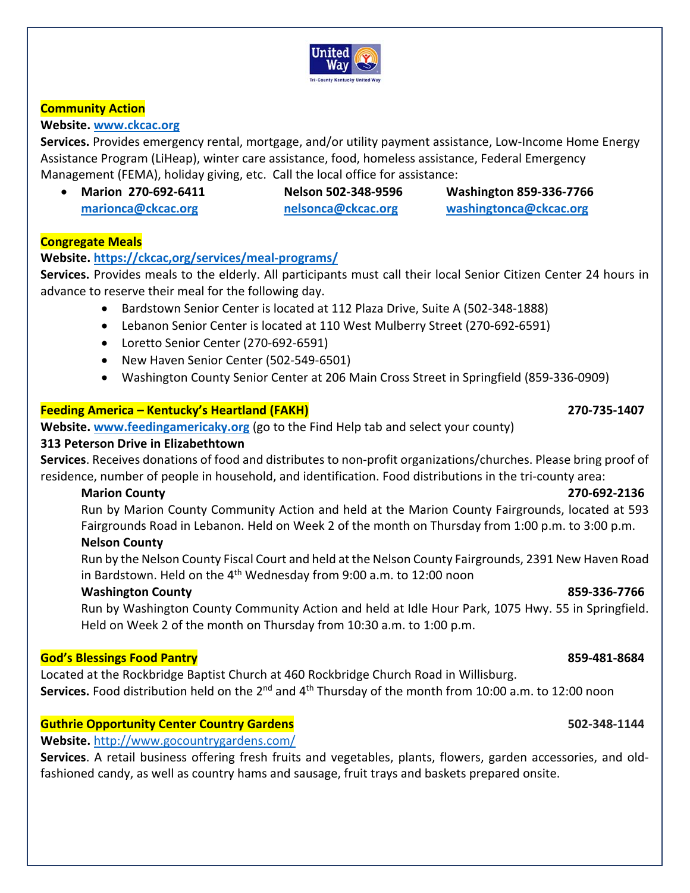## Community Action

**Website.** www.ckcac.org

**Services.** Provides emergency rental, mortgage, and/or utility payment assistance, Low-Income Home Energy Assistance Program (LiHeap), winter care assistance, food, homeless assistance, Federal Emergency Management (FEMA), holiday giving, etc. Call the local office for assistance:

- **Marion 270-692-6411** marionca@ckcac.org — **Nelson 502-348-9596** nelsonca@ckcac.org — **Washington 859-336-7766** washingtonca@ckcac.org

## Congregate Meals

**Website.** https://ckcac,org/services/meal-programs/

**Services.** Provides meals to the elderly. All participants must call their local Senior Citizen Center 24 hours in advance to reserve their meal for the following day.

- Bardstown Senior Center is located at 112 Plaza Drive, Suite A (502-348-1888)
- Lebanon Senior Center is located at 110 West Mulberry Street (270-692-6591)
- Loretto Senior Center (270-692-6591)
- New Haven Senior Center (502-549-6501)
- Washington County Senior Center at 206 Main Cross Street in Springfield (859-336-0909)

## Feeding America – Kentucky's Heartland (FAKH) 270-735-1407

**Website.** www.feedingamericaky.org (go to the Find Help tab and select your county)

**313 Peterson Drive in Elizabethtown**

**Services**. Receives donations of food and distributes to non-profit organizations/churches. Please bring proof of residence, number of people in household, and identification. Food distributions in the tri-county area:

**Marion County** **270-692-2136**

Run by Marion County Community Action and held at the Marion County Fairgrounds, located at 593 Fairgrounds Road in Lebanon. Held on Week 2 of the month on Thursday from 1:00 p.m. to 3:00 p.m.

**Nelson County**

Run by the Nelson County Fiscal Court and held at the Nelson County Fairgrounds, 2391 New Haven Road in Bardstown. Held on the 4th Wednesday from 9:00 a.m. to 12:00 noon

**Washington County** **859-336-7766**

Run by Washington County Community Action and held at Idle Hour Park, 1075 Hwy. 55 in Springfield. Held on Week 2 of the month on Thursday from 10:30 a.m. to 1:00 p.m.

## God's Blessings Food Pantry 859-481-8684

Located at the Rockbridge Baptist Church at 460 Rockbridge Church Road in Willisburg.

**Services.** Food distribution held on the 2nd and 4th Thursday of the month from 10:00 a.m. to 12:00 noon

## Guthrie Opportunity Center Country Gardens 502-348-1144

**Website.** http://www.gocountrygardens.com/

**Services**. A retail business offering fresh fruits and vegetables, plants, flowers, garden accessories, and old-fashioned candy, as well as country hams and sausage, fruit trays and baskets prepared onsite.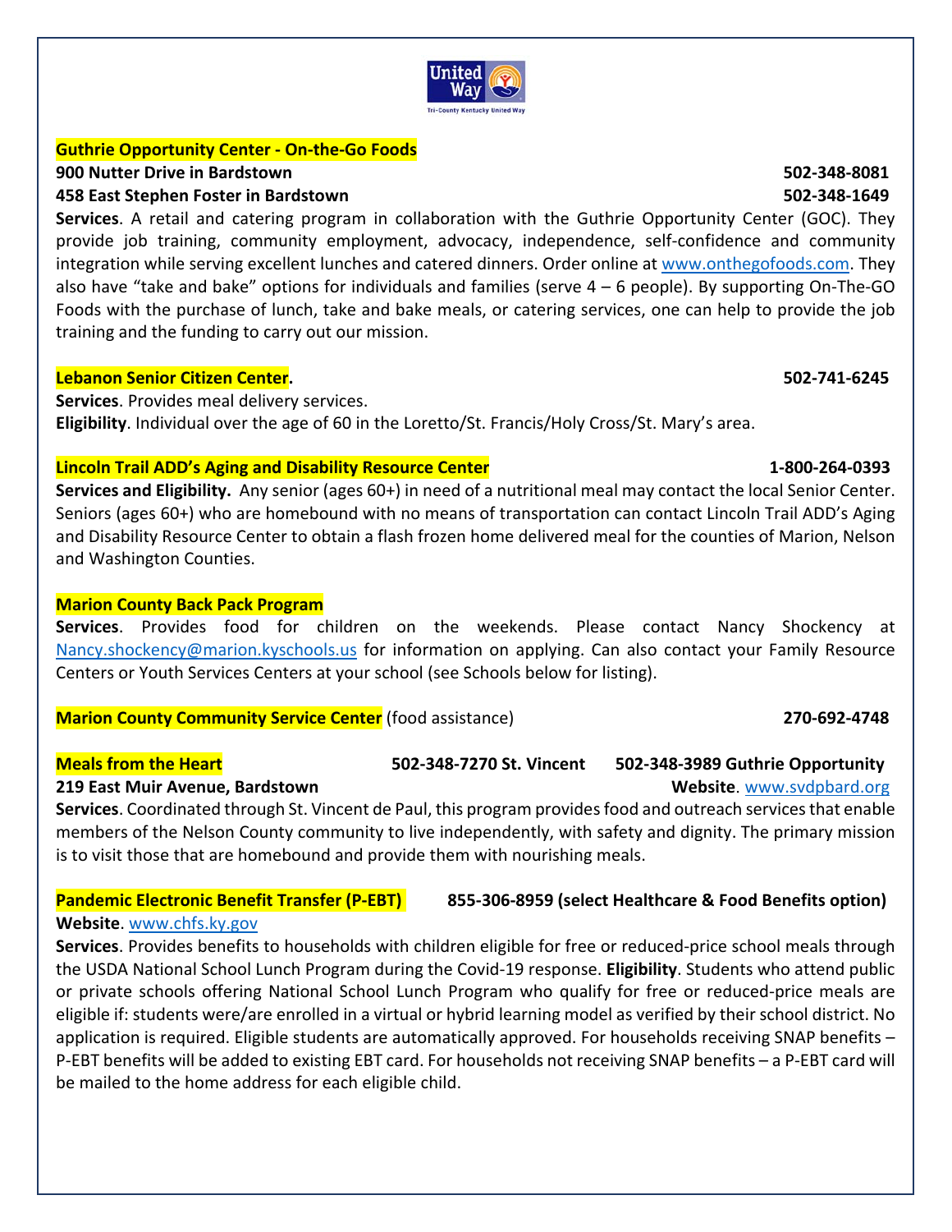**Guthrie Opportunity Center - On-the-Go Foods**

**900 Nutter Drive in Bardstown** **502-348-8081**

**458 East Stephen Foster in Bardstown** **502-348-1649**

**Services**. A retail and catering program in collaboration with the Guthrie Opportunity Center (GOC). They provide job training, community employment, advocacy, independence, self-confidence and community integration while serving excellent lunches and catered dinners. Order online at www.onthegofoods.com. They also have "take and bake" options for individuals and families (serve 4 – 6 people). By supporting On-The-GO Foods with the purchase of lunch, take and bake meals, or catering services, one can help to provide the job training and the funding to carry out our mission.

**Lebanon Senior Citizen Center.** **502-741-6245**

**Services**. Provides meal delivery services.

**Eligibility**. Individual over the age of 60 in the Loretto/St. Francis/Holy Cross/St. Mary's area.

**Lincoln Trail ADD's Aging and Disability Resource Center** **1-800-264-0393**

**Services and Eligibility.** Any senior (ages 60+) in need of a nutritional meal may contact the local Senior Center. Seniors (ages 60+) who are homebound with no means of transportation can contact Lincoln Trail ADD's Aging and Disability Resource Center to obtain a flash frozen home delivered meal for the counties of Marion, Nelson and Washington Counties.

**Marion County Back Pack Program**

**Services**. Provides food for children on the weekends. Please contact Nancy Shockency at Nancy.shockency@marion.kyschools.us for information on applying. Can also contact your Family Resource Centers or Youth Services Centers at your school (see Schools below for listing).

**Marion County Community Service Center** (food assistance) **270-692-4748**

**Meals from the Heart** **502-348-7270 St. Vincent** **502-348-3989 Guthrie Opportunity**

**219 East Muir Avenue, Bardstown** **Website**. www.svdpbard.org

**Services**. Coordinated through St. Vincent de Paul, this program provides food and outreach services that enable members of the Nelson County community to live independently, with safety and dignity. The primary mission is to visit those that are homebound and provide them with nourishing meals.

**Pandemic Electronic Benefit Transfer (P-EBT)** **855-306-8959 (select Healthcare & Food Benefits option)**

**Website**. www.chfs.ky.gov

**Services**. Provides benefits to households with children eligible for free or reduced-price school meals through the USDA National School Lunch Program during the Covid-19 response. **Eligibility**. Students who attend public or private schools offering National School Lunch Program who qualify for free or reduced-price meals are eligible if: students were/are enrolled in a virtual or hybrid learning model as verified by their school district. No application is required. Eligible students are automatically approved. For households receiving SNAP benefits – P-EBT benefits will be added to existing EBT card. For households not receiving SNAP benefits – a P-EBT card will be mailed to the home address for each eligible child.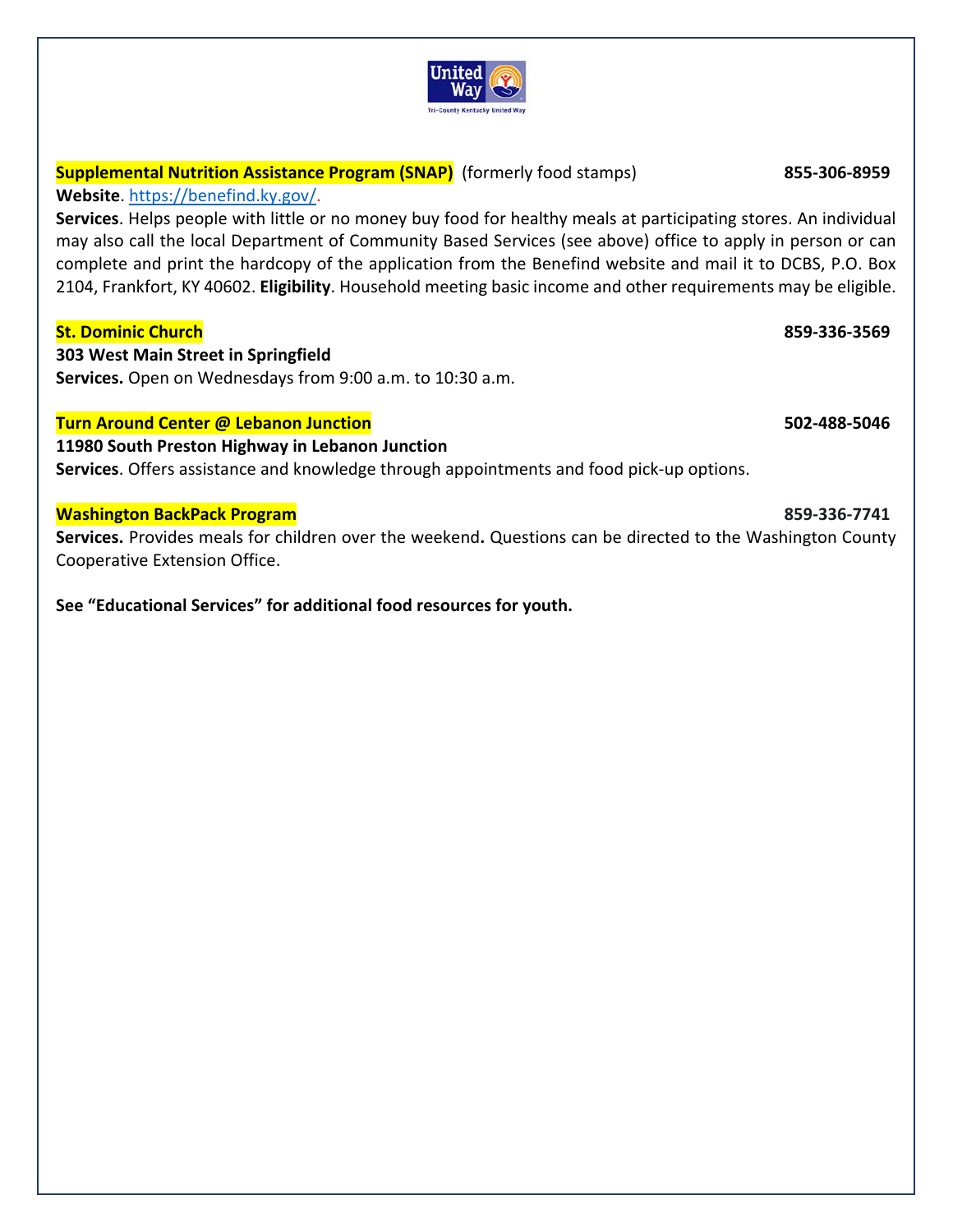**Supplemental Nutrition Assistance Program (SNAP)** (formerly food stamps) **855-306-8959**

**Website**. https://benefind.ky.gov/.

**Services**. Helps people with little or no money buy food for healthy meals at participating stores. An individual may also call the local Department of Community Based Services (see above) office to apply in person or can complete and print the hardcopy of the application from the Benefind website and mail it to DCBS, P.O. Box 2104, Frankfort, KY 40602. **Eligibility**. Household meeting basic income and other requirements may be eligible.

**St. Dominic Church** **859-336-3569**

**303 West Main Street in Springfield**

**Services.** Open on Wednesdays from 9:00 a.m. to 10:30 a.m.

**Turn Around Center @ Lebanon Junction** **502-488-5046**

**11980 South Preston Highway in Lebanon Junction**

**Services**. Offers assistance and knowledge through appointments and food pick-up options.

**Washington BackPack Program** **859-336-7741**

**Services.** Provides meals for children over the weekend**.** Questions can be directed to the Washington County Cooperative Extension Office.

**See "Educational Services" for additional food resources for youth.**